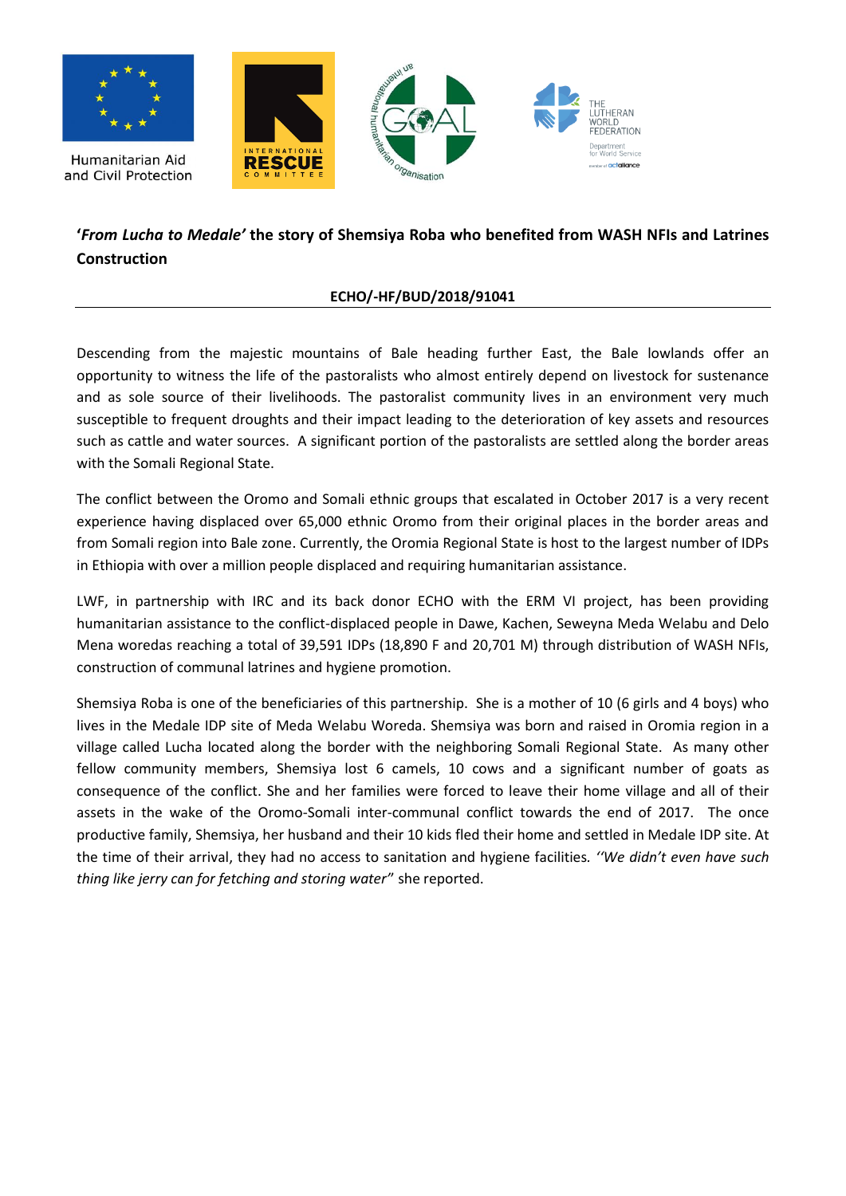Humanitarian Aid and Civil Protection

# '*From Lucha to Medale'* the story of Shemsiya Roba who benefited from WASH NFIs and Latrines Construction

**ECHO/-HF/BUD/2018/91041**

---

Descending from the majestic mountains of Bale heading further East, the Bale lowlands offer an opportunity to witness the life of the pastoralists who almost entirely depend on livestock for sustenance and as sole source of their livelihoods. The pastoralist community lives in an environment very much susceptible to frequent droughts and their impact leading to the deterioration of key assets and resources such as cattle and water sources. A significant portion of the pastoralists are settled along the border areas with the Somali Regional State.

The conflict between the Oromo and Somali ethnic groups that escalated in October 2017 is a very recent experience having displaced over 65,000 ethnic Oromo from their original places in the border areas and from Somali region into Bale zone. Currently, the Oromia Regional State is host to the largest number of IDPs in Ethiopia with over a million people displaced and requiring humanitarian assistance.

LWF, in partnership with IRC and its back donor ECHO with the ERM VI project, has been providing humanitarian assistance to the conflict-displaced people in Dawe, Kachen, Seweyna Meda Welabu and Delo Mena woredas reaching a total of 39,591 IDPs (18,890 F and 20,701 M) through distribution of WASH NFIs, construction of communal latrines and hygiene promotion.

Shemsiya Roba is one of the beneficiaries of this partnership. She is a mother of 10 (6 girls and 4 boys) who lives in the Medale IDP site of Meda Welabu Woreda. Shemsiya was born and raised in Oromia region in a village called Lucha located along the border with the neighboring Somali Regional State. As many other fellow community members, Shemsiya lost 6 camels, 10 cows and a significant number of goats as consequence of the conflict. She and her families were forced to leave their home village and all of their assets in the wake of the Oromo-Somali inter-communal conflict towards the end of 2017. The once productive family, Shemsiya, her husband and their 10 kids fled their home and settled in Medale IDP site. At the time of their arrival, they had no access to sanitation and hygiene facilities. *''We didn't even have such thing like jerry can for fetching and storing water*" she reported.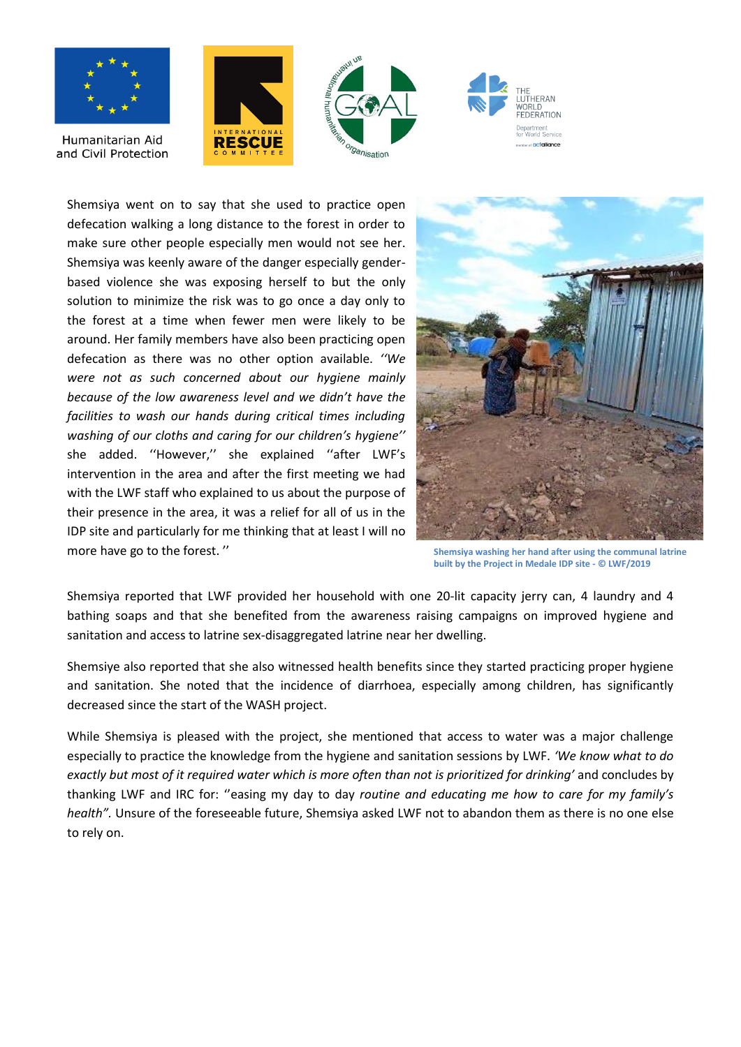Humanitarian Aid and Civil Protection

Shemsiya went on to say that she used to practice open defecation walking a long distance to the forest in order to make sure other people especially men would not see her. Shemsiya was keenly aware of the danger especially gender-based violence she was exposing herself to but the only solution to minimize the risk was to go once a day only to the forest at a time when fewer men were likely to be around. Her family members have also been practicing open defecation as there was no other option available. *''We were not as such concerned about our hygiene mainly because of the low awareness level and we didn't have the facilities to wash our hands during critical times including washing of our cloths and caring for our children's hygiene''* she added. ''However,'' she explained ''after LWF's intervention in the area and after the first meeting we had with the LWF staff who explained to us about the purpose of their presence in the area, it was a relief for all of us in the IDP site and particularly for me thinking that at least I will no more have go to the forest. ''

**Shemsiya washing her hand after using the communal latrine built by the Project in Medale IDP site - © LWF/2019**

Shemsiya reported that LWF provided her household with one 20-lit capacity jerry can, 4 laundry and 4 bathing soaps and that she benefited from the awareness raising campaigns on improved hygiene and sanitation and access to latrine sex-disaggregated latrine near her dwelling.

Shemsiye also reported that she also witnessed health benefits since they started practicing proper hygiene and sanitation. She noted that the incidence of diarrhoea, especially among children, has significantly decreased since the start of the WASH project.

While Shemsiya is pleased with the project, she mentioned that access to water was a major challenge especially to practice the knowledge from the hygiene and sanitation sessions by LWF. *'We know what to do exactly but most of it required water which is more often than not is prioritized for drinking'* and concludes by thanking LWF and IRC for: ''easing my day to day *routine and educating me how to care for my family's health".* Unsure of the foreseeable future, Shemsiya asked LWF not to abandon them as there is no one else to rely on.